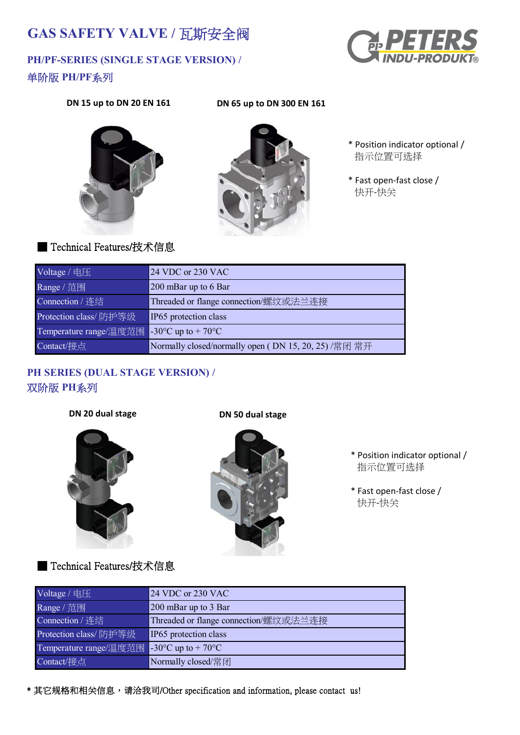# GAS SAFETY VALVE / 瓦斯安全阀

## PH/PF-SERIES (SINGLE STAGE VERSION) / 单阶版 PH/PF系列

**DN 15 up to DN 20 EN 161**

**DN 65 up to DN 300 EN 161**

* Position indicator optional / 指示位置可选择

* Fast open-fast close / 快开-快关

■ Technical Features/技术信息

| Voltage / 电压 | 24 VDC or 230 VAC |
|---|---|
| Range / 范围 | 200 mBar up to 6 Bar |
| Connection / 连结 | Threaded or flange connection/螺纹或法兰连接 |
| Protection class/ 防护等级 | IP65 protection class |
| Temperature range/温度范围 | -30°C up to + 70°C |
| Contact/接点 | Normally closed/normally open ( DN 15, 20, 25) /常闭 常开 |

## PH SERIES (DUAL STAGE VERSION) / 双阶版 PH系列

**DN 20 dual stage**

**DN 50 dual stage**

* Position indicator optional / 指示位置可选择

* Fast open-fast close / 快开-快关

■ Technical Features/技术信息

| Voltage / 电压 | 24 VDC or 230 VAC |
|---|---|
| Range / 范围 | 200 mBar up to 3 Bar |
| Connection / 连结 | Threaded or flange connection/螺纹或法兰连接 |
| Protection class/ 防护等级 | IP65 protection class |
| Temperature range/温度范围 | -30°C up to + 70°C |
| Contact/接点 | Normally closed/常闭 |

* 其它规格和相关信息，请洽我司/Other specification and information, please contact us!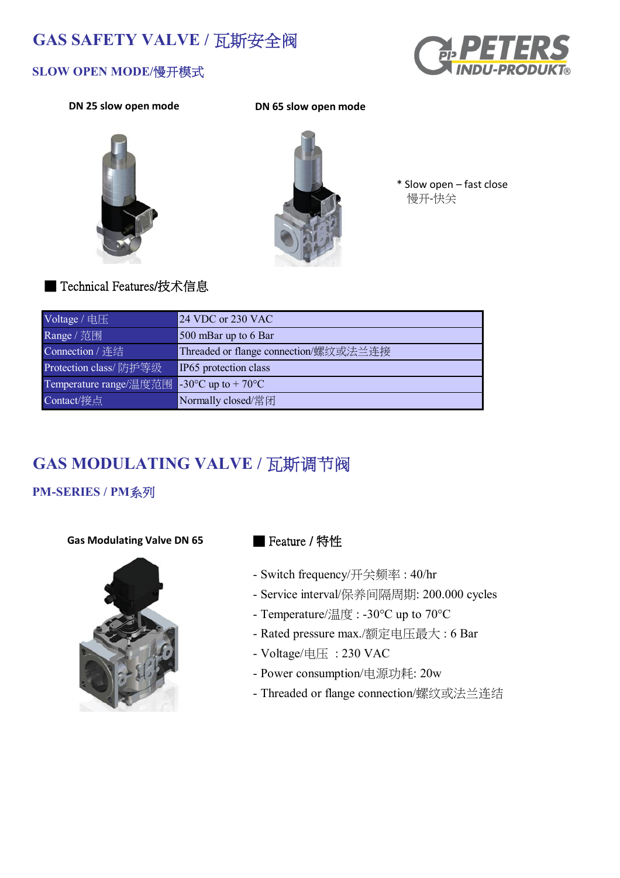# GAS SAFETY VALVE / 瓦斯安全阀

## SLOW OPEN MODE/慢开模式

**DN 25 slow open mode**

**DN 65 slow open mode**

* Slow open – fast close
慢开-快关

### ■ Technical Features/技术信息

| Voltage / 电压 | 24 VDC or 230 VAC |
|---|---|
| Range / 范围 | 500 mBar up to 6 Bar |
| Connection / 连结 | Threaded or flange connection/螺纹或法兰连接 |
| Protection class/ 防护等级 | IP65 protection class |
| Temperature range/温度范围 | -30°C up to + 70°C |
| Contact/接点 | Normally closed/常闭 |

# GAS MODULATING VALVE / 瓦斯调节阀

## PM-SERIES / PM系列

**Gas Modulating Valve DN 65**

### ■ Feature / 特性

- Switch frequency/开关频率 : 40/hr
- Service interval/保养间隔周期: 200.000 cycles
- Temperature/温度 : -30°C up to 70°C
- Rated pressure max./额定电压最大 : 6 Bar
- Voltage/电压 : 230 VAC
- Power consumption/电源功耗: 20w
- Threaded or flange connection/螺纹或法兰连结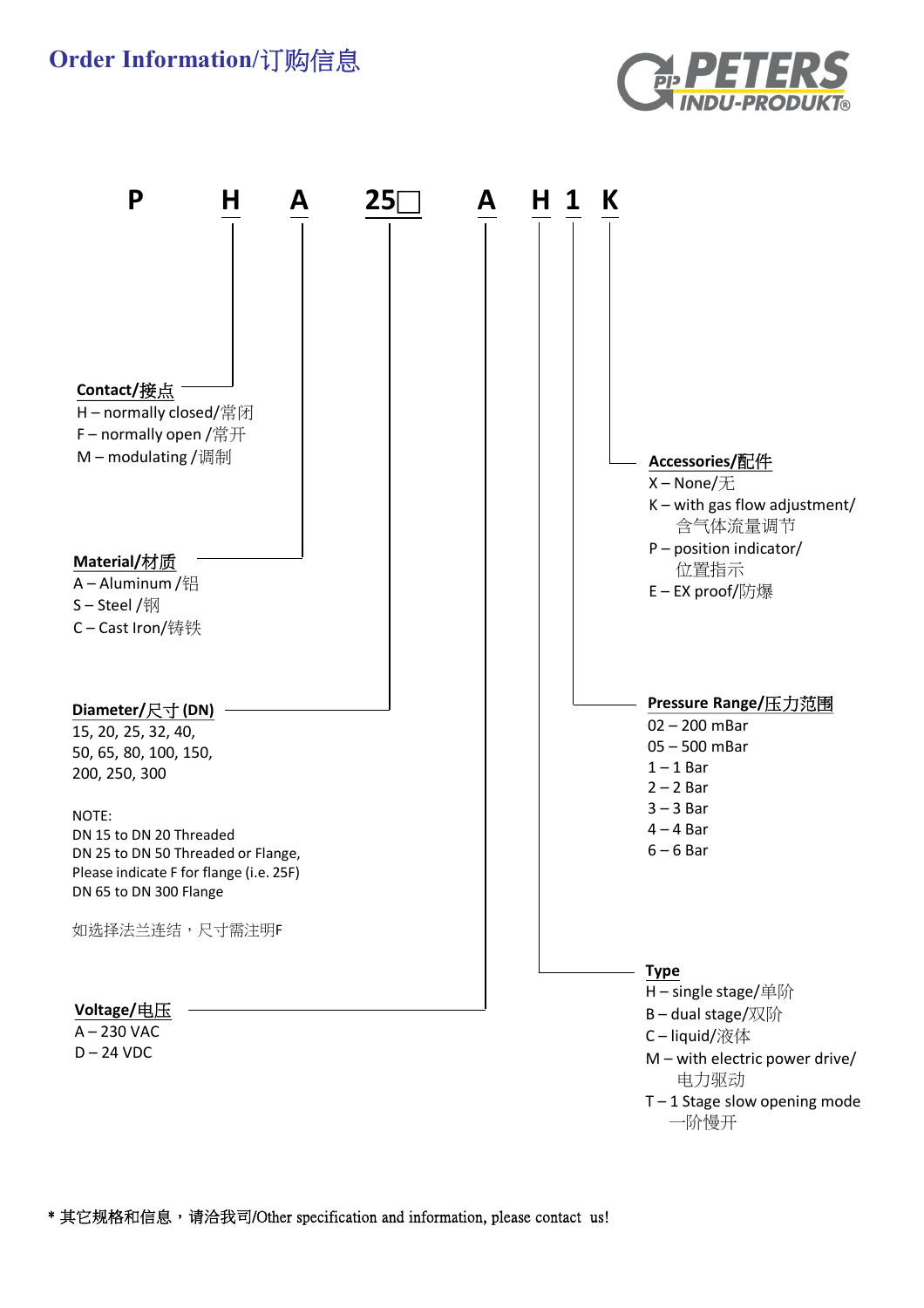# Order Information/订购信息

**P H A 25□ A H 1 K**

**Contact/接点**
- H – normally closed/常闭
- F – normally open /常开
- M – modulating /调制

**Material/材质**
- A – Aluminum /铝
- S – Steel /钢
- C – Cast Iron/铸铁

**Diameter/尺寸 (DN)**

15, 20, 25, 32, 40,
50, 65, 80, 100, 150,
200, 250, 300

NOTE:
DN 15 to DN 20 Threaded
DN 25 to DN 50 Threaded or Flange,
Please indicate F for flange (i.e. 25F)
DN 65 to DN 300 Flange

如选择法兰连结，尺寸需注明F

**Voltage/电压**
- A – 230 VAC
- D – 24 VDC

**Accessories/配件**
- X – None/无
- K – with gas flow adjustment/ 含气体流量调节
- P – position indicator/ 位置指示
- E – EX proof/防爆

**Pressure Range/压力范围**
- 02 – 200 mBar
- 05 – 500 mBar
- 1 – 1 Bar
- 2 – 2 Bar
- 3 – 3 Bar
- 4 – 4 Bar
- 6 – 6 Bar

**Type**
- H – single stage/单阶
- B – dual stage/双阶
- C – liquid/液体
- M – with electric power drive/ 电力驱动
- T – 1 Stage slow opening mode 一阶慢开

\* 其它规格和信息，请洽我司/Other specification and information, please contact us!